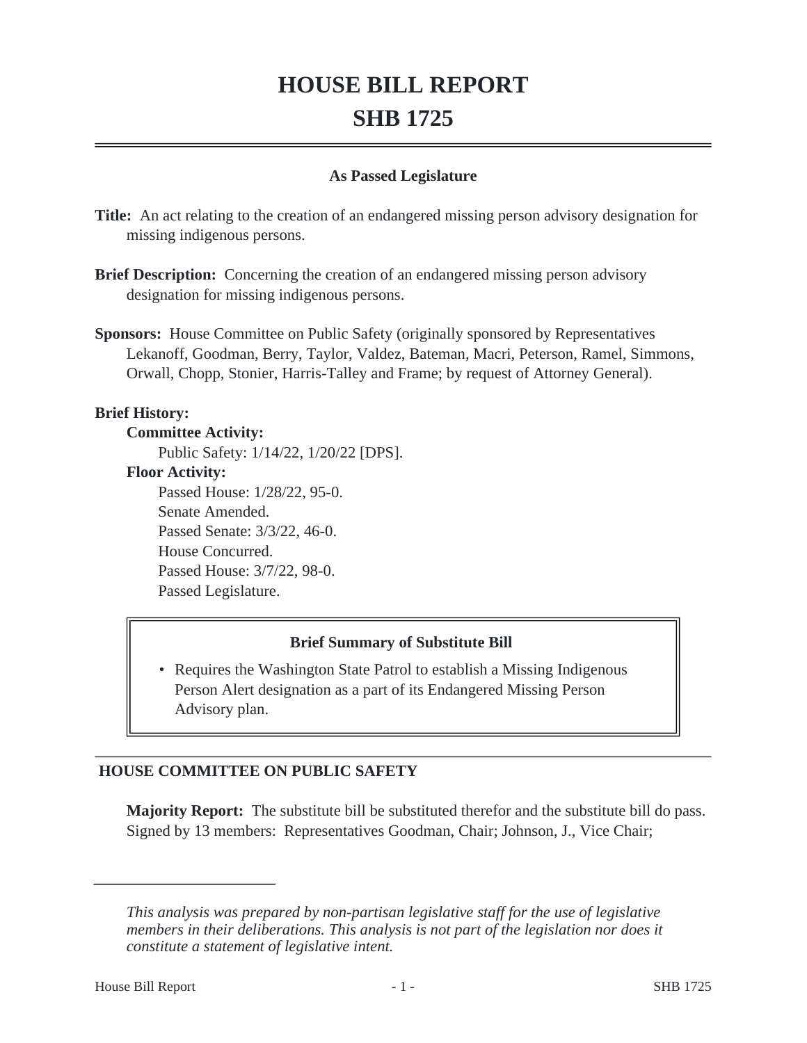# HOUSE BILL REPORT
# SHB 1725

**As Passed Legislature**

**Title:** An act relating to the creation of an endangered missing person advisory designation for missing indigenous persons.

**Brief Description:** Concerning the creation of an endangered missing person advisory designation for missing indigenous persons.

**Sponsors:** House Committee on Public Safety (originally sponsored by Representatives Lekanoff, Goodman, Berry, Taylor, Valdez, Bateman, Macri, Peterson, Ramel, Simmons, Orwall, Chopp, Stonier, Harris-Talley and Frame; by request of Attorney General).

**Brief History:**

**Committee Activity:**

Public Safety: 1/14/22, 1/20/22 [DPS].

**Floor Activity:**

Passed House: 1/28/22, 95-0.
Senate Amended.
Passed Senate: 3/3/22, 46-0.
House Concurred.
Passed House: 3/7/22, 98-0.
Passed Legislature.

**Brief Summary of Substitute Bill**

- Requires the Washington State Patrol to establish a Missing Indigenous Person Alert designation as a part of its Endangered Missing Person Advisory plan.

## HOUSE COMMITTEE ON PUBLIC SAFETY

**Majority Report:** The substitute bill be substituted therefor and the substitute bill do pass. Signed by 13 members: Representatives Goodman, Chair; Johnson, J., Vice Chair;

*This analysis was prepared by non-partisan legislative staff for the use of legislative members in their deliberations. This analysis is not part of the legislation nor does it constitute a statement of legislative intent.*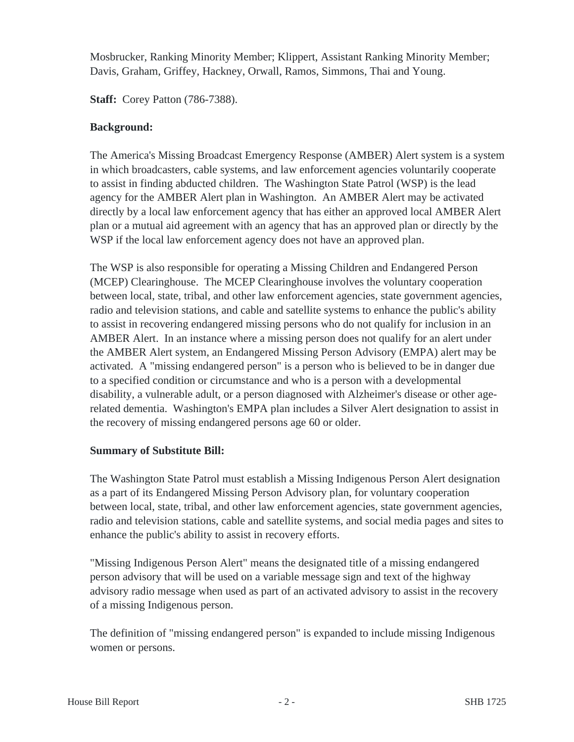Mosbrucker, Ranking Minority Member; Klippert, Assistant Ranking Minority Member; Davis, Graham, Griffey, Hackney, Orwall, Ramos, Simmons, Thai and Young.

**Staff:** Corey Patton (786-7388).

**Background:**

The America's Missing Broadcast Emergency Response (AMBER) Alert system is a system in which broadcasters, cable systems, and law enforcement agencies voluntarily cooperate to assist in finding abducted children. The Washington State Patrol (WSP) is the lead agency for the AMBER Alert plan in Washington. An AMBER Alert may be activated directly by a local law enforcement agency that has either an approved local AMBER Alert plan or a mutual aid agreement with an agency that has an approved plan or directly by the WSP if the local law enforcement agency does not have an approved plan.

The WSP is also responsible for operating a Missing Children and Endangered Person (MCEP) Clearinghouse. The MCEP Clearinghouse involves the voluntary cooperation between local, state, tribal, and other law enforcement agencies, state government agencies, radio and television stations, and cable and satellite systems to enhance the public's ability to assist in recovering endangered missing persons who do not qualify for inclusion in an AMBER Alert. In an instance where a missing person does not qualify for an alert under the AMBER Alert system, an Endangered Missing Person Advisory (EMPA) alert may be activated. A "missing endangered person" is a person who is believed to be in danger due to a specified condition or circumstance and who is a person with a developmental disability, a vulnerable adult, or a person diagnosed with Alzheimer's disease or other age-related dementia. Washington's EMPA plan includes a Silver Alert designation to assist in the recovery of missing endangered persons age 60 or older.

**Summary of Substitute Bill:**

The Washington State Patrol must establish a Missing Indigenous Person Alert designation as a part of its Endangered Missing Person Advisory plan, for voluntary cooperation between local, state, tribal, and other law enforcement agencies, state government agencies, radio and television stations, cable and satellite systems, and social media pages and sites to enhance the public's ability to assist in recovery efforts.

"Missing Indigenous Person Alert" means the designated title of a missing endangered person advisory that will be used on a variable message sign and text of the highway advisory radio message when used as part of an activated advisory to assist in the recovery of a missing Indigenous person.

The definition of "missing endangered person" is expanded to include missing Indigenous women or persons.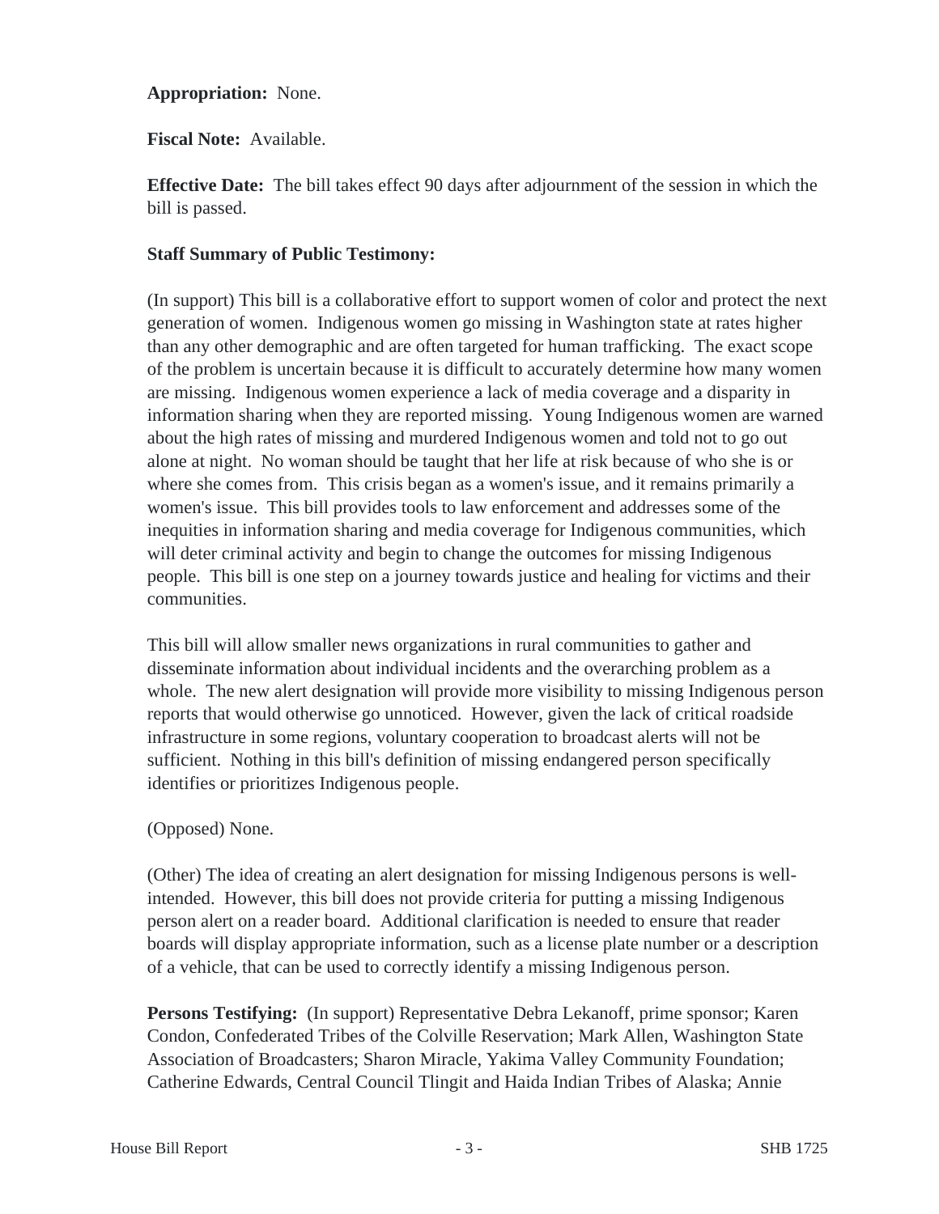**Appropriation:** None.

**Fiscal Note:** Available.

**Effective Date:** The bill takes effect 90 days after adjournment of the session in which the bill is passed.

**Staff Summary of Public Testimony:**

(In support) This bill is a collaborative effort to support women of color and protect the next generation of women. Indigenous women go missing in Washington state at rates higher than any other demographic and are often targeted for human trafficking. The exact scope of the problem is uncertain because it is difficult to accurately determine how many women are missing. Indigenous women experience a lack of media coverage and a disparity in information sharing when they are reported missing. Young Indigenous women are warned about the high rates of missing and murdered Indigenous women and told not to go out alone at night. No woman should be taught that her life at risk because of who she is or where she comes from. This crisis began as a women's issue, and it remains primarily a women's issue. This bill provides tools to law enforcement and addresses some of the inequities in information sharing and media coverage for Indigenous communities, which will deter criminal activity and begin to change the outcomes for missing Indigenous people. This bill is one step on a journey towards justice and healing for victims and their communities.

This bill will allow smaller news organizations in rural communities to gather and disseminate information about individual incidents and the overarching problem as a whole. The new alert designation will provide more visibility to missing Indigenous person reports that would otherwise go unnoticed. However, given the lack of critical roadside infrastructure in some regions, voluntary cooperation to broadcast alerts will not be sufficient. Nothing in this bill's definition of missing endangered person specifically identifies or prioritizes Indigenous people.

(Opposed) None.

(Other) The idea of creating an alert designation for missing Indigenous persons is well-intended. However, this bill does not provide criteria for putting a missing Indigenous person alert on a reader board. Additional clarification is needed to ensure that reader boards will display appropriate information, such as a license plate number or a description of a vehicle, that can be used to correctly identify a missing Indigenous person.

**Persons Testifying:** (In support) Representative Debra Lekanoff, prime sponsor; Karen Condon, Confederated Tribes of the Colville Reservation; Mark Allen, Washington State Association of Broadcasters; Sharon Miracle, Yakima Valley Community Foundation; Catherine Edwards, Central Council Tlingit and Haida Indian Tribes of Alaska; Annie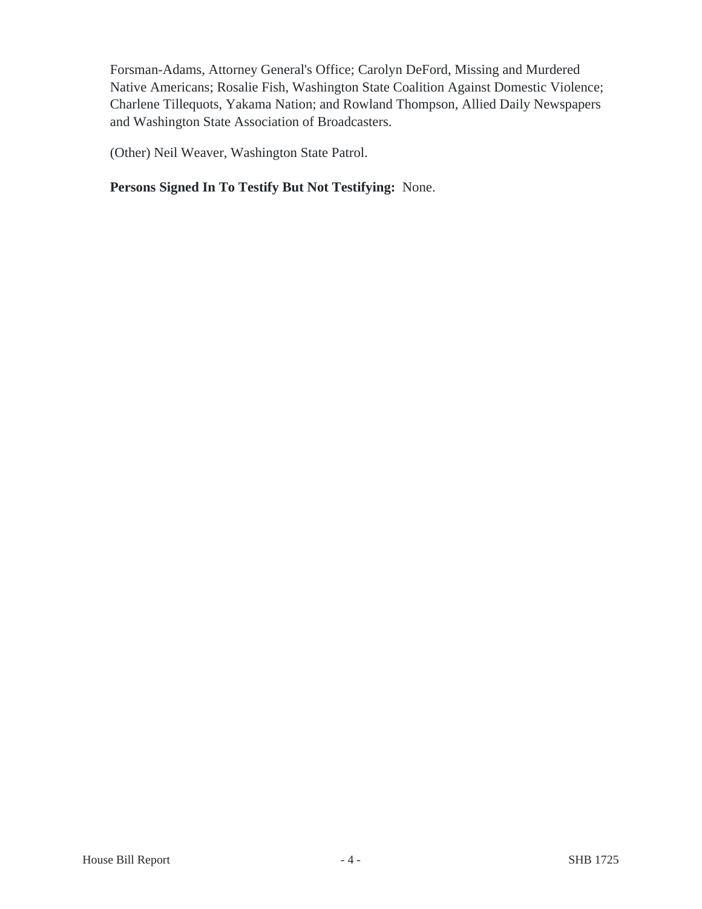Forsman-Adams, Attorney General's Office; Carolyn DeFord, Missing and Murdered Native Americans; Rosalie Fish, Washington State Coalition Against Domestic Violence; Charlene Tillequots, Yakama Nation; and Rowland Thompson, Allied Daily Newspapers and Washington State Association of Broadcasters.

(Other) Neil Weaver, Washington State Patrol.

**Persons Signed In To Testify But Not Testifying:** None.